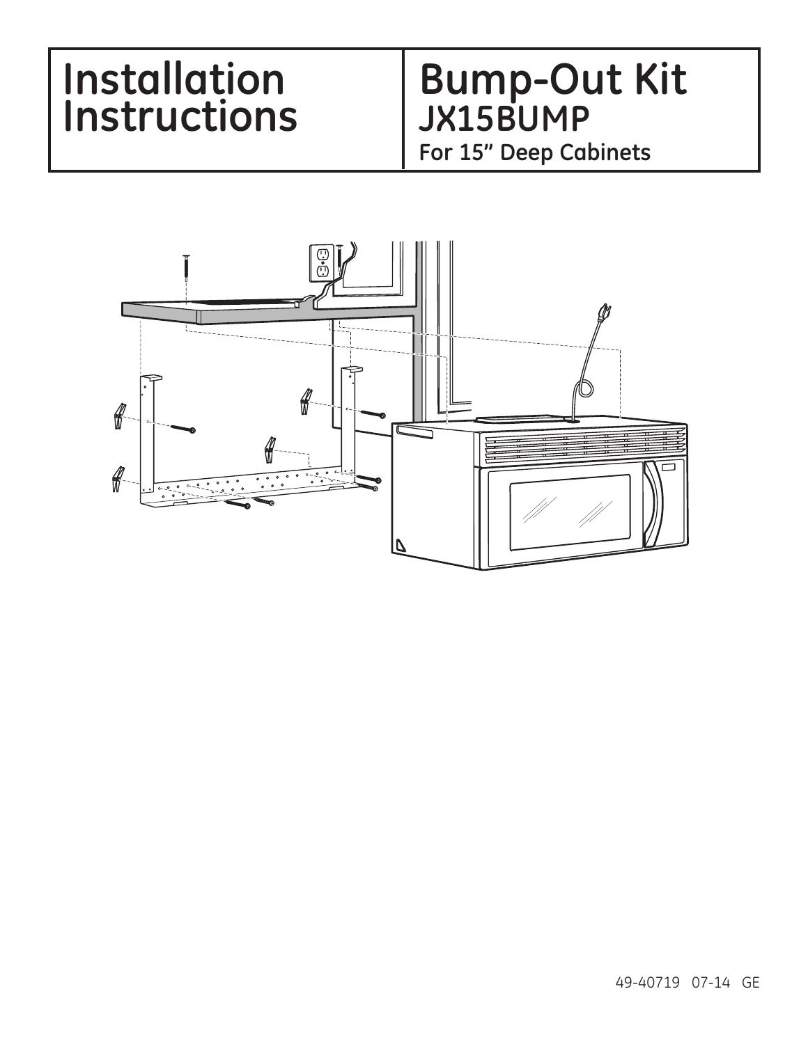# Installation Instructions

# Bump-Out Kit
## JX15BUMP
### For 15" Deep Cabinets

49-40719 07-14 GE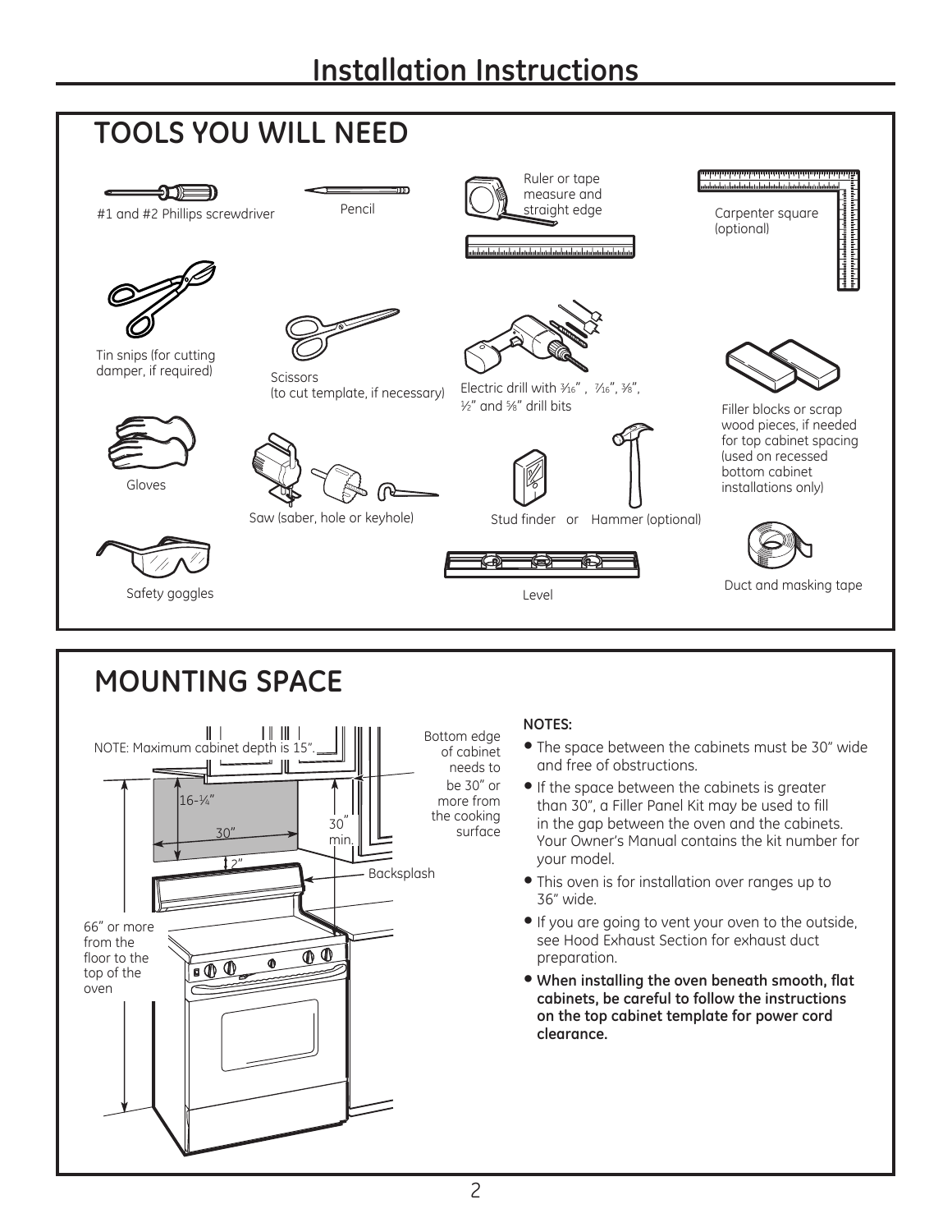# Installation Instructions

## TOOLS YOU WILL NEED

- #1 and #2 Phillips screwdriver
- Pencil
- Ruler or tape measure and straight edge
- Carpenter square (optional)
- Tin snips (for cutting damper, if required)
- Scissors (to cut template, if necessary)
- Electric drill with 3⁄16", 7⁄16", 3⁄8", 1⁄2" and 5⁄8" drill bits
- Filler blocks or scrap wood pieces, if needed for top cabinet spacing (used on recessed bottom cabinet installations only)
- Gloves
- Saw (saber, hole or keyhole)
- Stud finder or Hammer (optional)
- Safety goggles
- Level
- Duct and masking tape

## MOUNTING SPACE

NOTE: Maximum cabinet depth is 15".

Bottom edge of cabinet needs to be 30" or more from the cooking surface

16-1⁄4"

30"

30" min.

2"

Backsplash

66" or more from the floor to the top of the oven

**NOTES:**

- The space between the cabinets must be 30" wide and free of obstructions.
- If the space between the cabinets is greater than 30", a Filler Panel Kit may be used to fill in the gap between the oven and the cabinets. Your Owner's Manual contains the kit number for your model.
- This oven is for installation over ranges up to 36" wide.
- If you are going to vent your oven to the outside, see Hood Exhaust Section for exhaust duct preparation.
- **When installing the oven beneath smooth, flat cabinets, be careful to follow the instructions on the top cabinet template for power cord clearance.**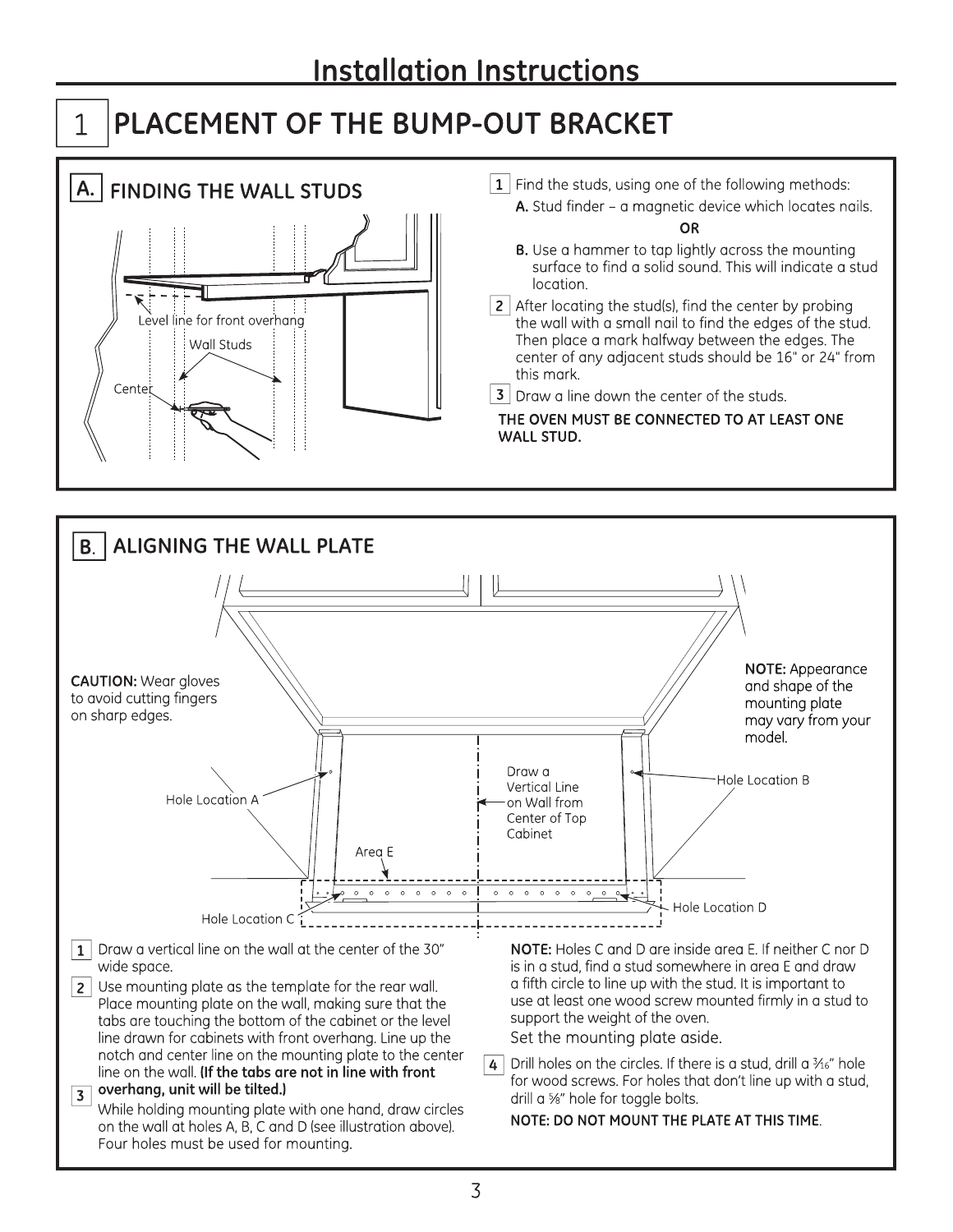# Installation Instructions

## 1 PLACEMENT OF THE BUMP-OUT BRACKET

### A. FINDING THE WALL STUDS

Level line for front overhang

Wall Studs

Center

1. Find the studs, using one of the following methods:
   **A.** Stud finder – a magnetic device which locates nails.
   **OR**
   **B.** Use a hammer to tap lightly across the mounting surface to find a solid sound. This will indicate a stud location.
2. After locating the stud(s), find the center by probing the wall with a small nail to find the edges of the stud. Then place a mark halfway between the edges. The center of any adjacent studs should be 16" or 24" from this mark.
3. Draw a line down the center of the studs.

**THE OVEN MUST BE CONNECTED TO AT LEAST ONE WALL STUD.**

### B. ALIGNING THE WALL PLATE

**CAUTION:** Wear gloves to avoid cutting fingers on sharp edges.

**NOTE:** Appearance and shape of the mounting plate may vary from your model.

Hole Location A

Hole Location B

Area E

Draw a Vertical Line on Wall from Center of Top Cabinet

Hole Location C

Hole Location D

1. Draw a vertical line on the wall at the center of the 30" wide space.
2. Use mounting plate as the template for the rear wall. Place mounting plate on the wall, making sure that the tabs are touching the bottom of the cabinet or the level line drawn for cabinets with front overhang. Line up the notch and center line on the mounting plate to the center line on the wall. **(If the tabs are not in line with front overhang, unit will be tilted.)**
3. While holding mounting plate with one hand, draw circles on the wall at holes A, B, C and D (see illustration above). Four holes must be used for mounting.

**NOTE:** Holes C and D are inside area E. If neither C nor D is in a stud, find a stud somewhere in area E and draw a fifth circle to line up with the stud. It is important to use at least one wood screw mounted firmly in a stud to support the weight of the oven.

Set the mounting plate aside.

4. Drill holes on the circles. If there is a stud, drill a 3/16" hole for wood screws. For holes that don't line up with a stud, drill a 5/8" hole for toggle bolts.

**NOTE: DO NOT MOUNT THE PLATE AT THIS TIME**.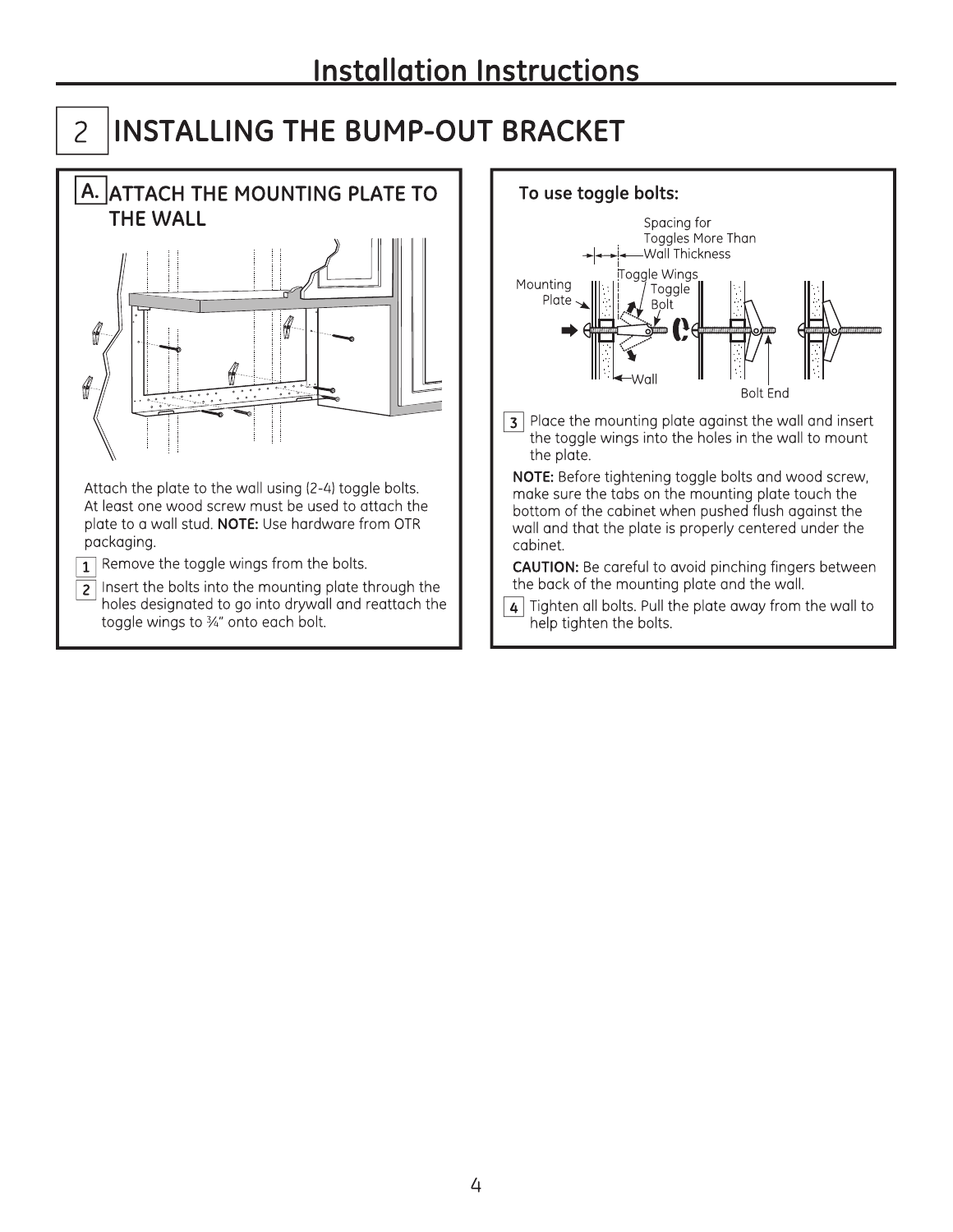# Installation Instructions

## 2 INSTALLING THE BUMP-OUT BRACKET

### A. ATTACH THE MOUNTING PLATE TO THE WALL

Attach the plate to the wall using (2-4) toggle bolts. At least one wood screw must be used to attach the plate to a wall stud. **NOTE:** Use hardware from OTR packaging.

1. Remove the toggle wings from the bolts.
2. Insert the bolts into the mounting plate through the holes designated to go into drywall and reattach the toggle wings to ¾" onto each bolt.

**To use toggle bolts:**

Spacing for Toggles More Than Wall Thickness

Toggle Wings

Mounting Plate

Toggle Bolt

Wall

Bolt End

3. Place the mounting plate against the wall and insert the toggle wings into the holes in the wall to mount the plate.

**NOTE:** Before tightening toggle bolts and wood screw, make sure the tabs on the mounting plate touch the bottom of the cabinet when pushed flush against the wall and that the plate is properly centered under the cabinet.

**CAUTION:** Be careful to avoid pinching fingers between the back of the mounting plate and the wall.

4. Tighten all bolts. Pull the plate away from the wall to help tighten the bolts.